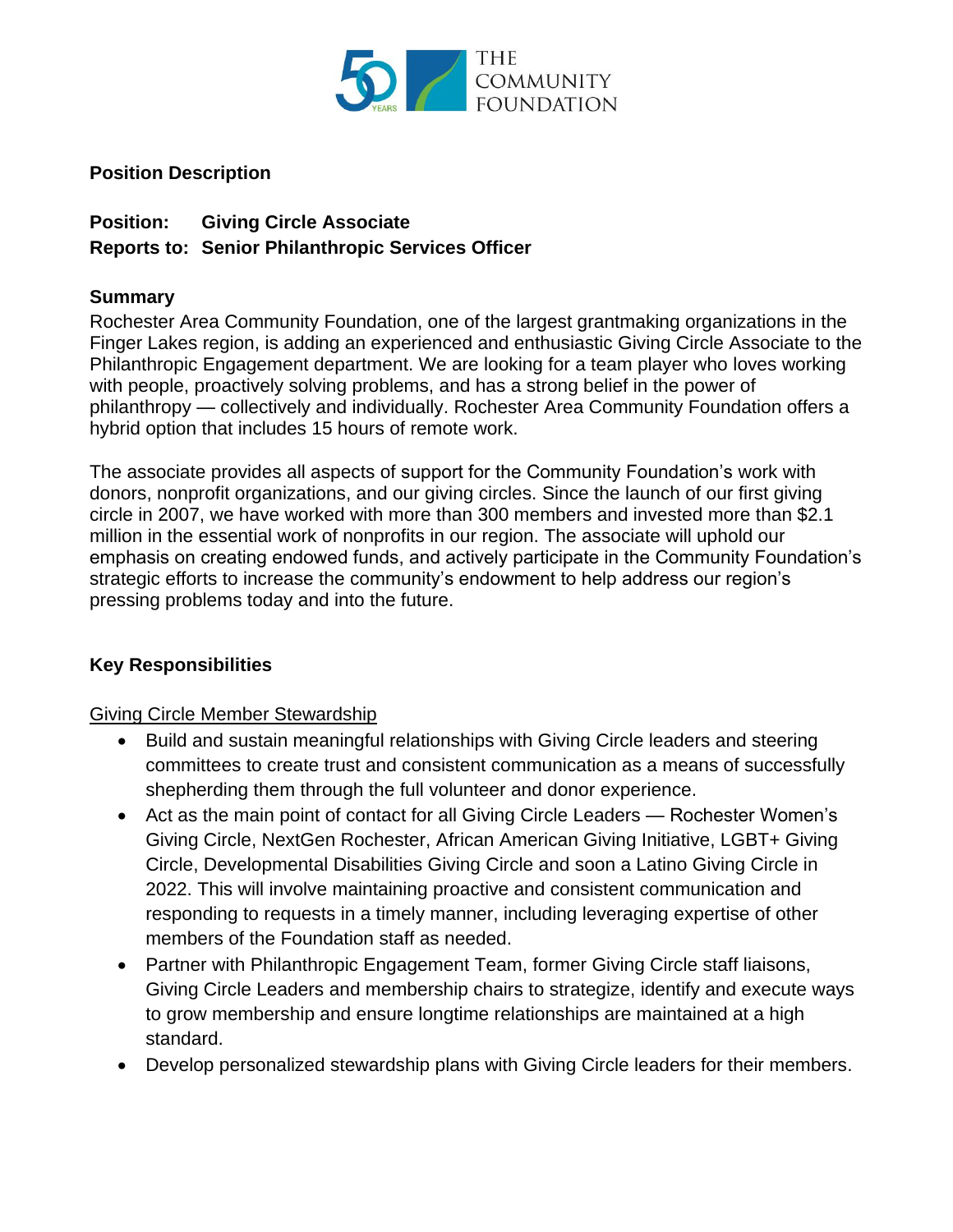THE COMMUNITY FOUNDATION

**Position Description**

**Position: Giving Circle Associate**
**Reports to: Senior Philanthropic Services Officer**

**Summary**

Rochester Area Community Foundation, one of the largest grantmaking organizations in the Finger Lakes region, is adding an experienced and enthusiastic Giving Circle Associate to the Philanthropic Engagement department. We are looking for a team player who loves working with people, proactively solving problems, and has a strong belief in the power of philanthropy — collectively and individually. Rochester Area Community Foundation offers a hybrid option that includes 15 hours of remote work.

The associate provides all aspects of support for the Community Foundation's work with donors, nonprofit organizations, and our giving circles. Since the launch of our first giving circle in 2007, we have worked with more than 300 members and invested more than $2.1 million in the essential work of nonprofits in our region. The associate will uphold our emphasis on creating endowed funds, and actively participate in the Community Foundation's strategic efforts to increase the community's endowment to help address our region's pressing problems today and into the future.

**Key Responsibilities**

<u>Giving Circle Member Stewardship</u>

- Build and sustain meaningful relationships with Giving Circle leaders and steering committees to create trust and consistent communication as a means of successfully shepherding them through the full volunteer and donor experience.
- Act as the main point of contact for all Giving Circle Leaders — Rochester Women's Giving Circle, NextGen Rochester, African American Giving Initiative, LGBT+ Giving Circle, Developmental Disabilities Giving Circle and soon a Latino Giving Circle in 2022. This will involve maintaining proactive and consistent communication and responding to requests in a timely manner, including leveraging expertise of other members of the Foundation staff as needed.
- Partner with Philanthropic Engagement Team, former Giving Circle staff liaisons, Giving Circle Leaders and membership chairs to strategize, identify and execute ways to grow membership and ensure longtime relationships are maintained at a high standard.
- Develop personalized stewardship plans with Giving Circle leaders for their members.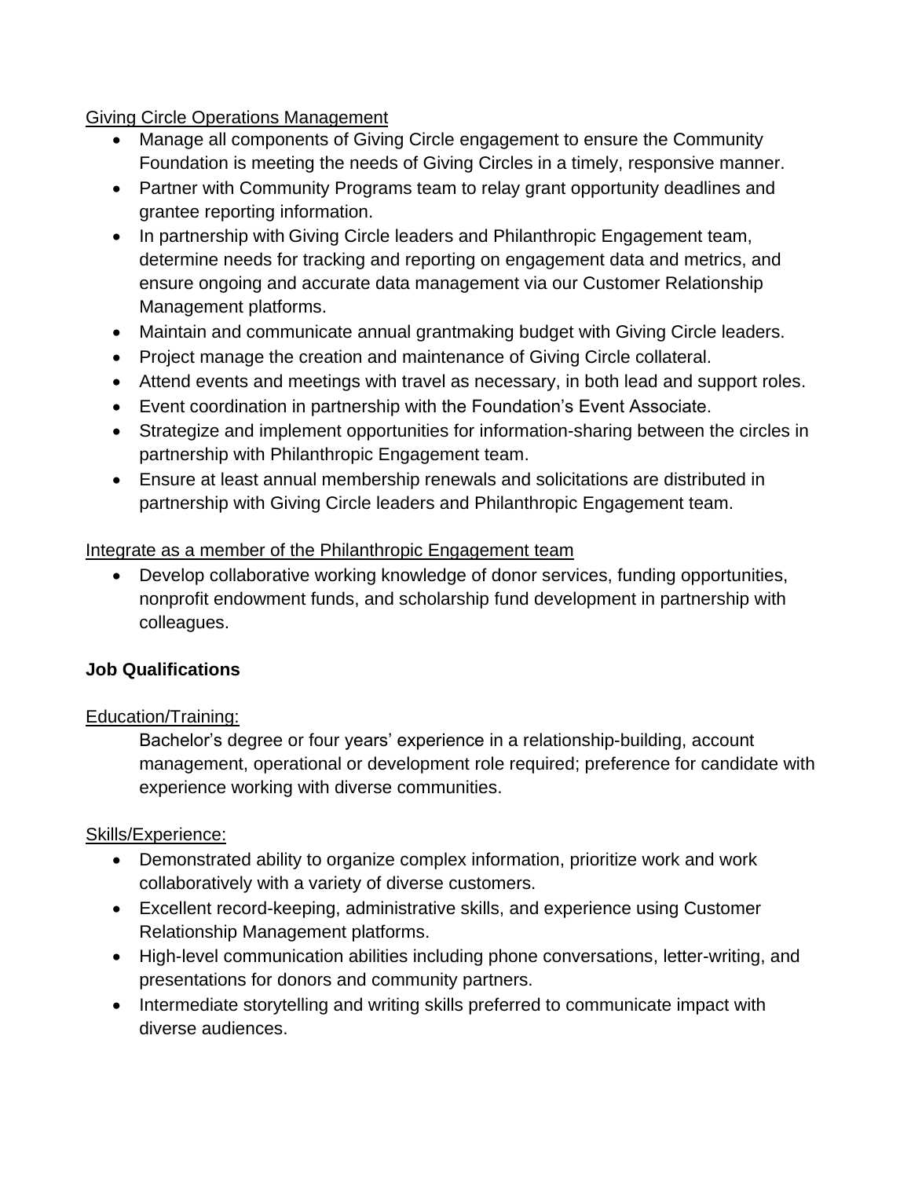<u>Giving Circle Operations Management</u>

- Manage all components of Giving Circle engagement to ensure the Community Foundation is meeting the needs of Giving Circles in a timely, responsive manner.
- Partner with Community Programs team to relay grant opportunity deadlines and grantee reporting information.
- In partnership with Giving Circle leaders and Philanthropic Engagement team, determine needs for tracking and reporting on engagement data and metrics, and ensure ongoing and accurate data management via our Customer Relationship Management platforms.
- Maintain and communicate annual grantmaking budget with Giving Circle leaders.
- Project manage the creation and maintenance of Giving Circle collateral.
- Attend events and meetings with travel as necessary, in both lead and support roles.
- Event coordination in partnership with the Foundation's Event Associate.
- Strategize and implement opportunities for information-sharing between the circles in partnership with Philanthropic Engagement team.
- Ensure at least annual membership renewals and solicitations are distributed in partnership with Giving Circle leaders and Philanthropic Engagement team.

<u>Integrate as a member of the Philanthropic Engagement team</u>

- Develop collaborative working knowledge of donor services, funding opportunities, nonprofit endowment funds, and scholarship fund development in partnership with colleagues.

**Job Qualifications**

<u>Education/Training:</u>

Bachelor's degree or four years' experience in a relationship-building, account management, operational or development role required; preference for candidate with experience working with diverse communities.

<u>Skills/Experience:</u>

- Demonstrated ability to organize complex information, prioritize work and work collaboratively with a variety of diverse customers.
- Excellent record-keeping, administrative skills, and experience using Customer Relationship Management platforms.
- High-level communication abilities including phone conversations, letter-writing, and presentations for donors and community partners.
- Intermediate storytelling and writing skills preferred to communicate impact with diverse audiences.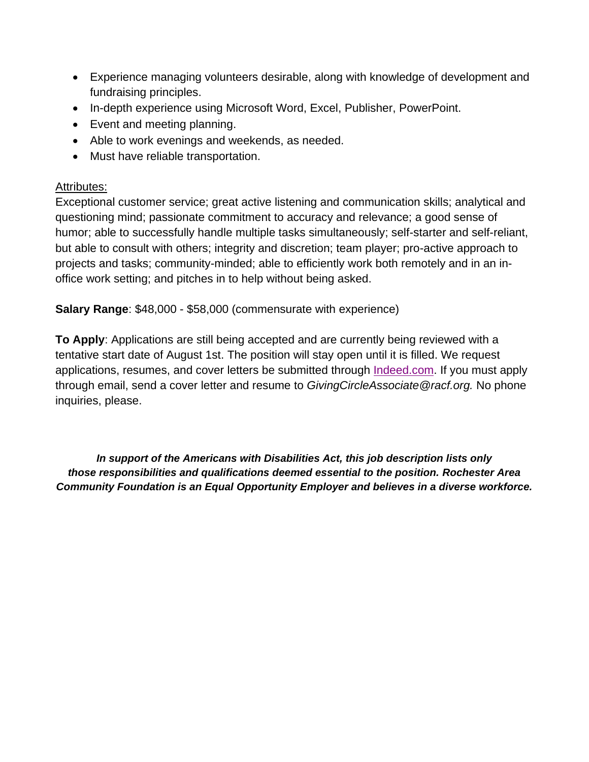- Experience managing volunteers desirable, along with knowledge of development and fundraising principles.
- In-depth experience using Microsoft Word, Excel, Publisher, PowerPoint.
- Event and meeting planning.
- Able to work evenings and weekends, as needed.
- Must have reliable transportation.

Attributes:

Exceptional customer service; great active listening and communication skills; analytical and questioning mind; passionate commitment to accuracy and relevance; a good sense of humor; able to successfully handle multiple tasks simultaneously; self-starter and self-reliant, but able to consult with others; integrity and discretion; team player; pro-active approach to projects and tasks; community-minded; able to efficiently work both remotely and in an in-office work setting; and pitches in to help without being asked.

**Salary Range**: $48,000 - $58,000 (commensurate with experience)

**To Apply**: Applications are still being accepted and are currently being reviewed with a tentative start date of August 1st. The position will stay open until it is filled. We request applications, resumes, and cover letters be submitted through Indeed.com. If you must apply through email, send a cover letter and resume to *GivingCircleAssociate@racf.org.* No phone inquiries, please.

***In support of the Americans with Disabilities Act, this job description lists only those responsibilities and qualifications deemed essential to the position. Rochester Area Community Foundation is an Equal Opportunity Employer and believes in a diverse workforce.***